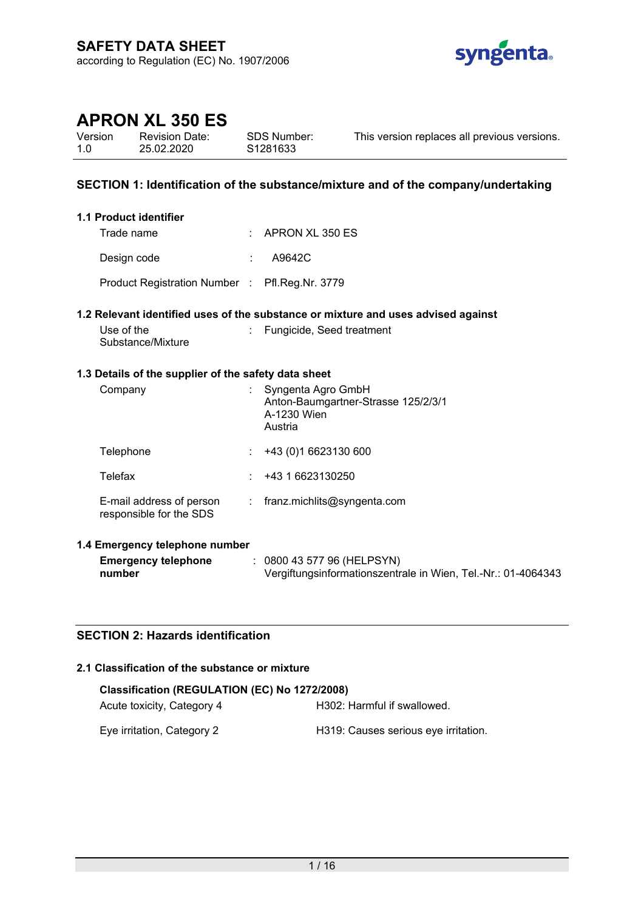# SAFETY DATA SHEET

according to Regulation (EC) No. 1907/2006

# APRON XL 350 ES

| Version | Revision Date: | SDS Number: | This version replaces all previous versions. |
|---|---|---|---|
| 1.0 | 25.02.2020 | S1281633 | |

## SECTION 1: Identification of the substance/mixture and of the company/undertaking

### 1.1 Product identifier

Trade name : APRON XL 350 ES

Design code : A9642C

Product Registration Number : Pfl.Reg.Nr. 3779

### 1.2 Relevant identified uses of the substance or mixture and uses advised against

Use of the Substance/Mixture : Fungicide, Seed treatment

### 1.3 Details of the supplier of the safety data sheet

Company : Syngenta Agro GmbH
Anton-Baumgartner-Strasse 125/2/3/1
A-1230 Wien
Austria

Telephone : +43 (0)1 6623130 600

Telefax : +43 1 6623130250

E-mail address of person responsible for the SDS : franz.michlits@syngenta.com

### 1.4 Emergency telephone number

**Emergency telephone number** : 0800 43 577 96 (HELPSYN)
Vergiftungsinformationszentrale in Wien, Tel.-Nr.: 01-4064343

## SECTION 2: Hazards identification

### 2.1 Classification of the substance or mixture

**Classification (REGULATION (EC) No 1272/2008)**

Acute toxicity, Category 4 — H302: Harmful if swallowed.

Eye irritation, Category 2 — H319: Causes serious eye irritation.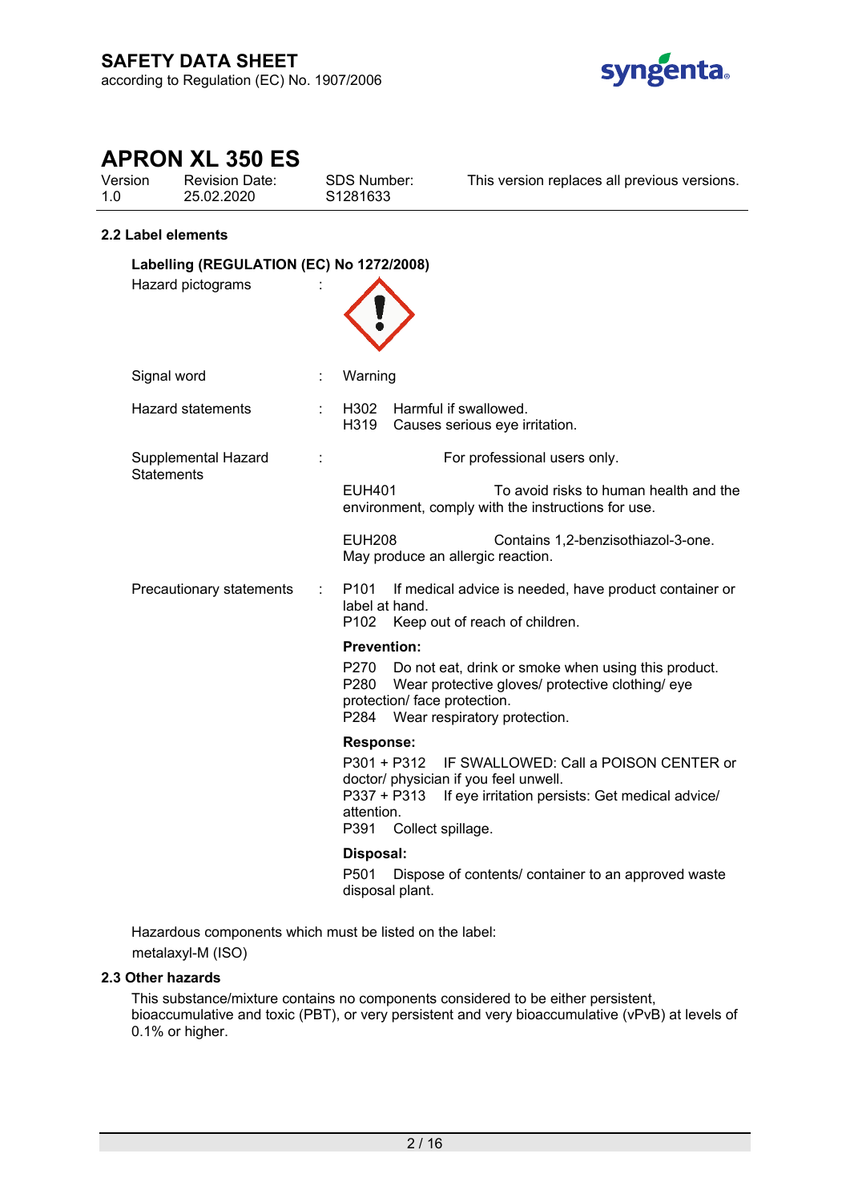## 2.2 Label elements

### Labelling (REGULATION (EC) No 1272/2008)

Hazard pictograms :

Signal word : Warning

Hazard statements :
H302 Harmful if swallowed.
H319 Causes serious eye irritation.

Supplemental Hazard Statements :
For professional users only.

EUH401 To avoid risks to human health and the environment, comply with the instructions for use.

EUH208 Contains 1,2-benzisothiazol-3-one. May produce an allergic reaction.

Precautionary statements :
P101 If medical advice is needed, have product container or label at hand.
P102 Keep out of reach of children.

**Prevention:**

P270 Do not eat, drink or smoke when using this product.
P280 Wear protective gloves/ protective clothing/ eye protection/ face protection.
P284 Wear respiratory protection.

**Response:**

P301 + P312 IF SWALLOWED: Call a POISON CENTER or doctor/ physician if you feel unwell.
P337 + P313 If eye irritation persists: Get medical advice/ attention.
P391 Collect spillage.

**Disposal:**

P501 Dispose of contents/ container to an approved waste disposal plant.

Hazardous components which must be listed on the label:
metalaxyl-M (ISO)

## 2.3 Other hazards

This substance/mixture contains no components considered to be either persistent, bioaccumulative and toxic (PBT), or very persistent and very bioaccumulative (vPvB) at levels of 0.1% or higher.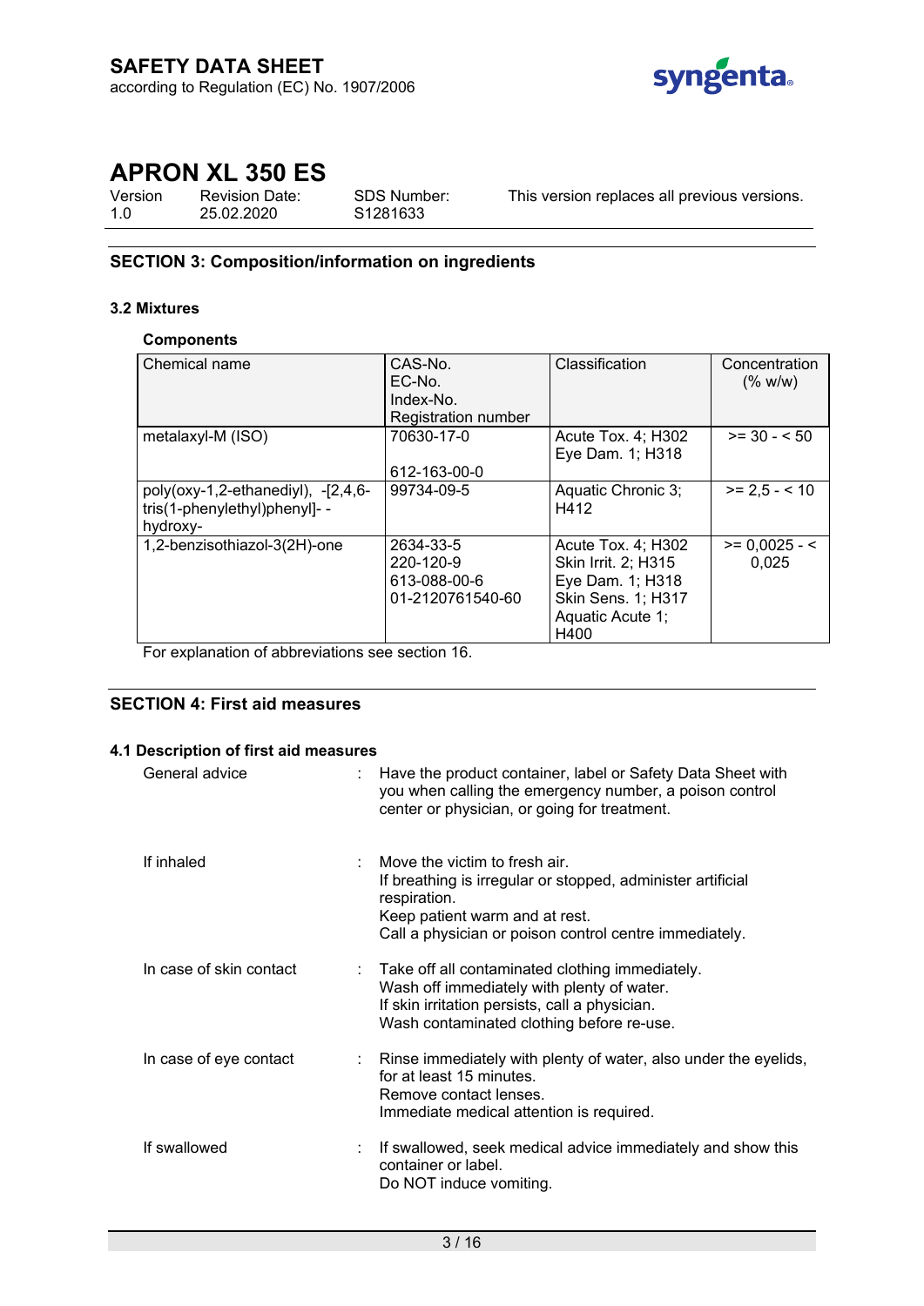## SECTION 3: Composition/information on ingredients

### 3.2 Mixtures

**Components**

| Chemical name | CAS-No.<br>EC-No.<br>Index-No.<br>Registration number | Classification | Concentration (% w/w) |
|---|---|---|---|
| metalaxyl-M (ISO) | 70630-17-0<br><br>612-163-00-0 | Acute Tox. 4; H302<br>Eye Dam. 1; H318 | >= 30 - < 50 |
| poly(oxy-1,2-ethanediyl), -[2,4,6-tris(1-phenylethyl)phenyl]- -hydroxy- | 99734-09-5 | Aquatic Chronic 3; H412 | >= 2,5 - < 10 |
| 1,2-benzisothiazol-3(2H)-one | 2634-33-5<br>220-120-9<br>613-088-00-6<br>01-2120761540-60 | Acute Tox. 4; H302<br>Skin Irrit. 2; H315<br>Eye Dam. 1; H318<br>Skin Sens. 1; H317<br>Aquatic Acute 1; H400 | >= 0,0025 - < 0,025 |

For explanation of abbreviations see section 16.

## SECTION 4: First aid measures

### 4.1 Description of first aid measures

General advice : Have the product container, label or Safety Data Sheet with you when calling the emergency number, a poison control center or physician, or going for treatment.

If inhaled : Move the victim to fresh air.
If breathing is irregular or stopped, administer artificial respiration.
Keep patient warm and at rest.
Call a physician or poison control centre immediately.

In case of skin contact : Take off all contaminated clothing immediately.
Wash off immediately with plenty of water.
If skin irritation persists, call a physician.
Wash contaminated clothing before re-use.

In case of eye contact : Rinse immediately with plenty of water, also under the eyelids, for at least 15 minutes.
Remove contact lenses.
Immediate medical attention is required.

If swallowed : If swallowed, seek medical advice immediately and show this container or label.
Do NOT induce vomiting.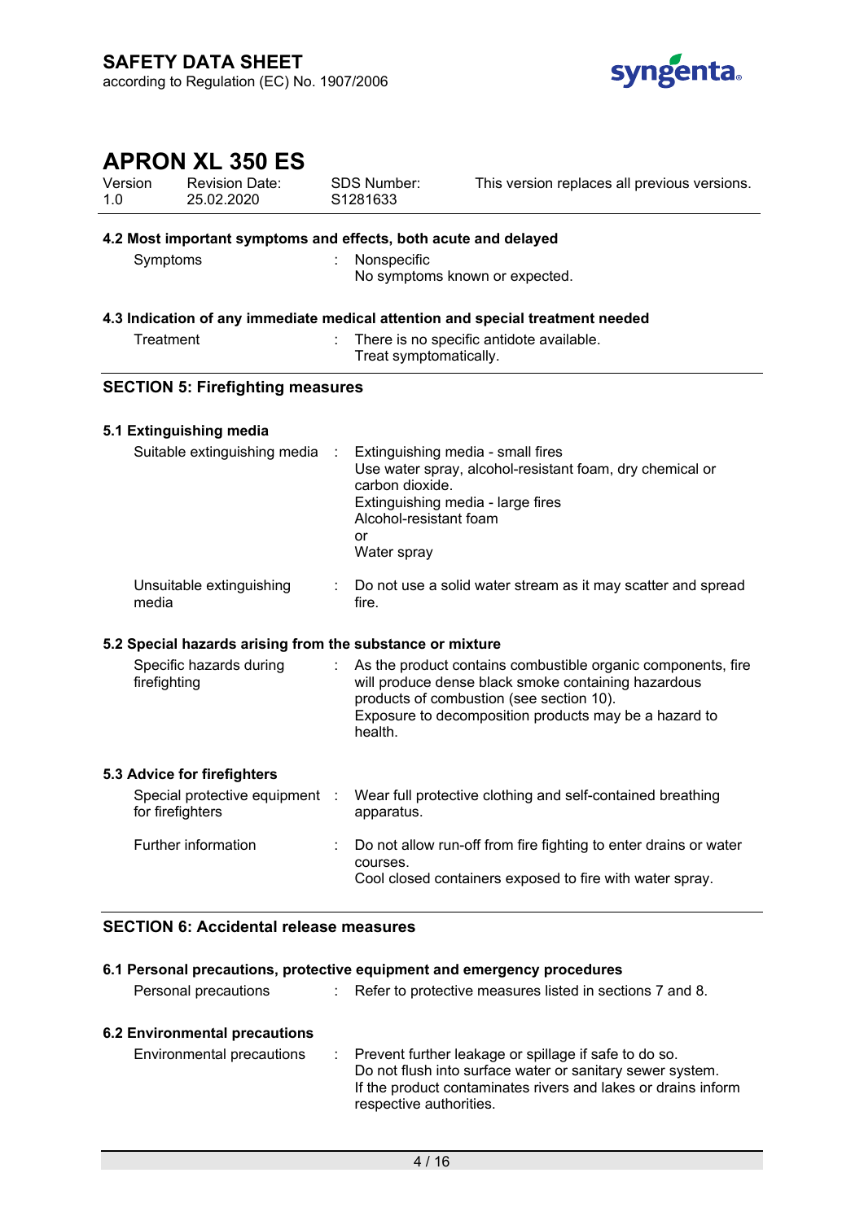## 4.2 Most important symptoms and effects, both acute and delayed

| | |
|---|---|
| Symptoms | : Nonspecific<br>No symptoms known or expected. |

## 4.3 Indication of any immediate medical attention and special treatment needed

| | |
|---|---|
| Treatment | : There is no specific antidote available.<br>Treat symptomatically. |

# SECTION 5: Firefighting measures

## 5.1 Extinguishing media

| | |
|---|---|
| Suitable extinguishing media | : Extinguishing media - small fires<br>Use water spray, alcohol-resistant foam, dry chemical or carbon dioxide.<br>Extinguishing media - large fires<br>Alcohol-resistant foam<br>or<br>Water spray |
| Unsuitable extinguishing media | : Do not use a solid water stream as it may scatter and spread fire. |

## 5.2 Special hazards arising from the substance or mixture

| | |
|---|---|
| Specific hazards during firefighting | : As the product contains combustible organic components, fire will produce dense black smoke containing hazardous products of combustion (see section 10).<br>Exposure to decomposition products may be a hazard to health. |

## 5.3 Advice for firefighters

| | |
|---|---|
| Special protective equipment for firefighters | : Wear full protective clothing and self-contained breathing apparatus. |
| Further information | : Do not allow run-off from fire fighting to enter drains or water courses.<br>Cool closed containers exposed to fire with water spray. |

# SECTION 6: Accidental release measures

## 6.1 Personal precautions, protective equipment and emergency procedures

| | |
|---|---|
| Personal precautions | : Refer to protective measures listed in sections 7 and 8. |

## 6.2 Environmental precautions

| | |
|---|---|
| Environmental precautions | : Prevent further leakage or spillage if safe to do so.<br>Do not flush into surface water or sanitary sewer system.<br>If the product contaminates rivers and lakes or drains inform respective authorities. |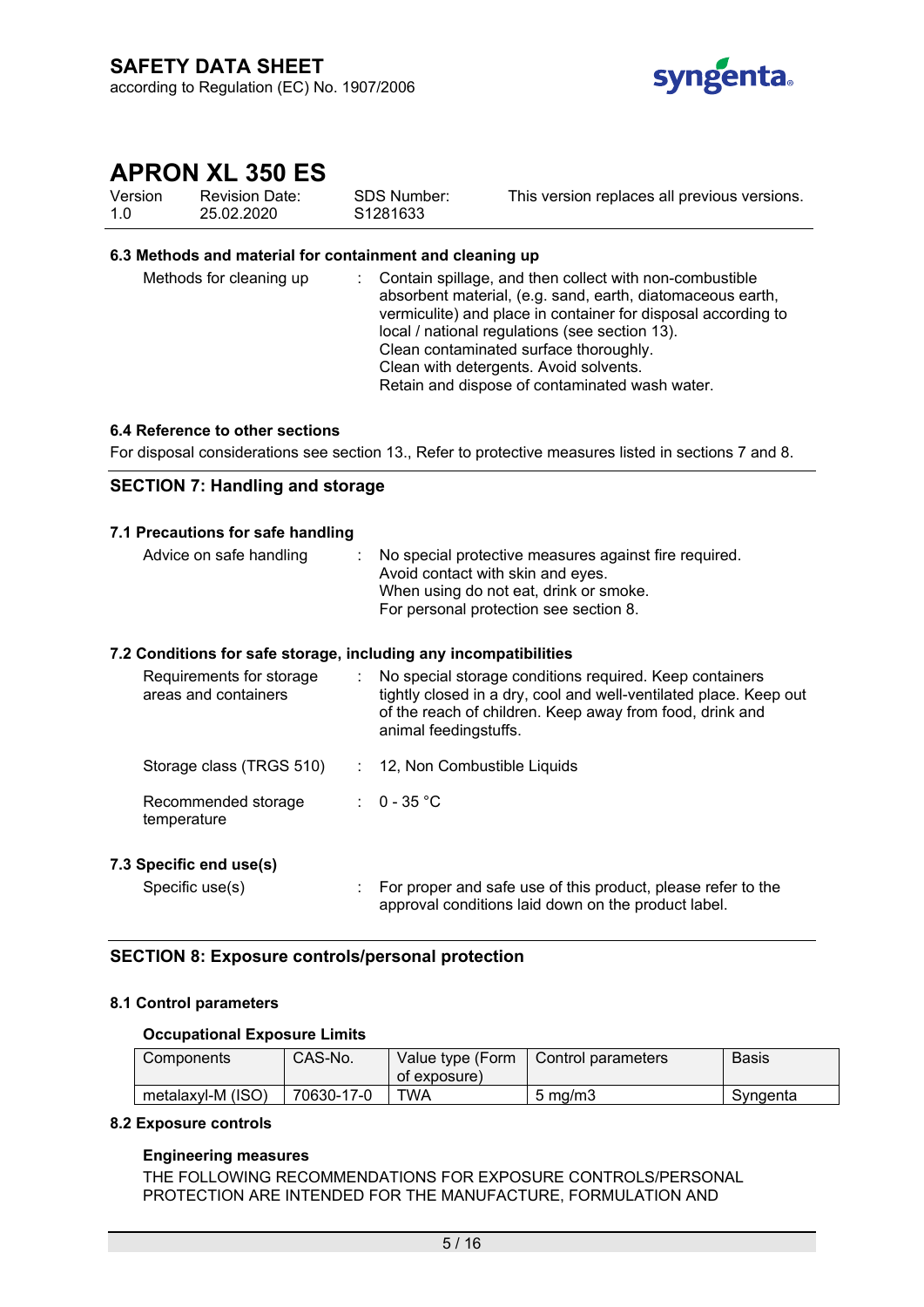### 6.3 Methods and material for containment and cleaning up

| | |
|---|---|
| Methods for cleaning up | : Contain spillage, and then collect with non-combustible absorbent material, (e.g. sand, earth, diatomaceous earth, vermiculite) and place in container for disposal according to local / national regulations (see section 13).<br>Clean contaminated surface thoroughly.<br>Clean with detergents. Avoid solvents.<br>Retain and dispose of contaminated wash water. |

### 6.4 Reference to other sections

For disposal considerations see section 13., Refer to protective measures listed in sections 7 and 8.

## SECTION 7: Handling and storage

### 7.1 Precautions for safe handling

| | |
|---|---|
| Advice on safe handling | : No special protective measures against fire required.<br>Avoid contact with skin and eyes.<br>When using do not eat, drink or smoke.<br>For personal protection see section 8. |

### 7.2 Conditions for safe storage, including any incompatibilities

| | |
|---|---|
| Requirements for storage areas and containers | : No special storage conditions required. Keep containers tightly closed in a dry, cool and well-ventilated place. Keep out of the reach of children. Keep away from food, drink and animal feedingstuffs. |
| Storage class (TRGS 510) | : 12, Non Combustible Liquids |
| Recommended storage temperature | : 0 - 35 °C |

### 7.3 Specific end use(s)

| | |
|---|---|
| Specific use(s) | : For proper and safe use of this product, please refer to the approval conditions laid down on the product label. |

## SECTION 8: Exposure controls/personal protection

### 8.1 Control parameters

**Occupational Exposure Limits**

| Components | CAS-No. | Value type (Form of exposure) | Control parameters | Basis |
|---|---|---|---|---|
| metalaxyl-M (ISO) | 70630-17-0 | TWA | 5 mg/m3 | Syngenta |

### 8.2 Exposure controls

**Engineering measures**

THE FOLLOWING RECOMMENDATIONS FOR EXPOSURE CONTROLS/PERSONAL PROTECTION ARE INTENDED FOR THE MANUFACTURE, FORMULATION AND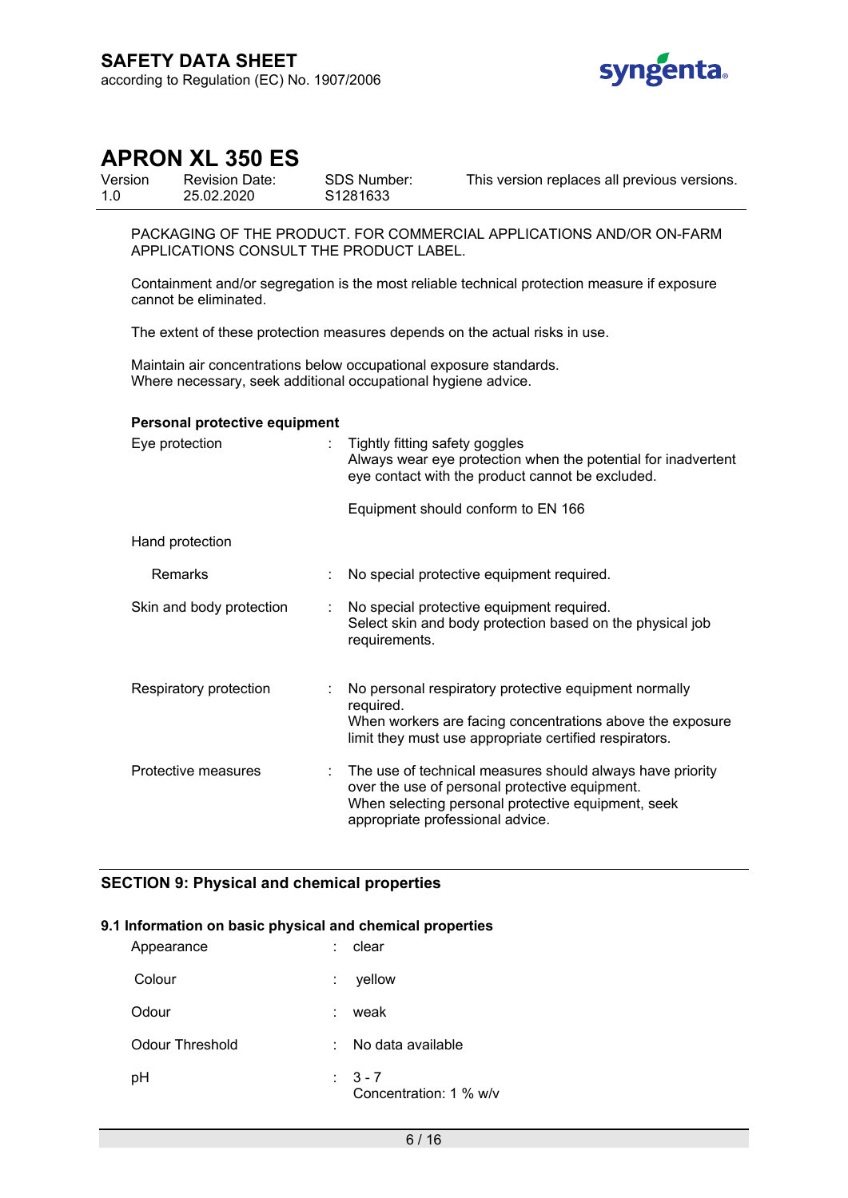PACKAGING OF THE PRODUCT. FOR COMMERCIAL APPLICATIONS AND/OR ON-FARM APPLICATIONS CONSULT THE PRODUCT LABEL.

Containment and/or segregation is the most reliable technical protection measure if exposure cannot be eliminated.

The extent of these protection measures depends on the actual risks in use.

Maintain air concentrations below occupational exposure standards.
Where necessary, seek additional occupational hygiene advice.

**Personal protective equipment**

| | | |
|---|---|---|
| Eye protection | : | Tightly fitting safety goggles<br>Always wear eye protection when the potential for inadvertent eye contact with the product cannot be excluded.<br><br>Equipment should conform to EN 166 |
| Hand protection | | |
| Remarks | : | No special protective equipment required. |
| Skin and body protection | : | No special protective equipment required.<br>Select skin and body protection based on the physical job requirements. |
| Respiratory protection | : | No personal respiratory protective equipment normally required.<br>When workers are facing concentrations above the exposure limit they must use appropriate certified respirators. |
| Protective measures | : | The use of technical measures should always have priority over the use of personal protective equipment.<br>When selecting personal protective equipment, seek appropriate professional advice. |

## SECTION 9: Physical and chemical properties

### 9.1 Information on basic physical and chemical properties

| | | |
|---|---|---|
| Appearance | : | clear |
| Colour | : | yellow |
| Odour | : | weak |
| Odour Threshold | : | No data available |
| pH | : | 3 - 7<br>Concentration: 1 % w/v |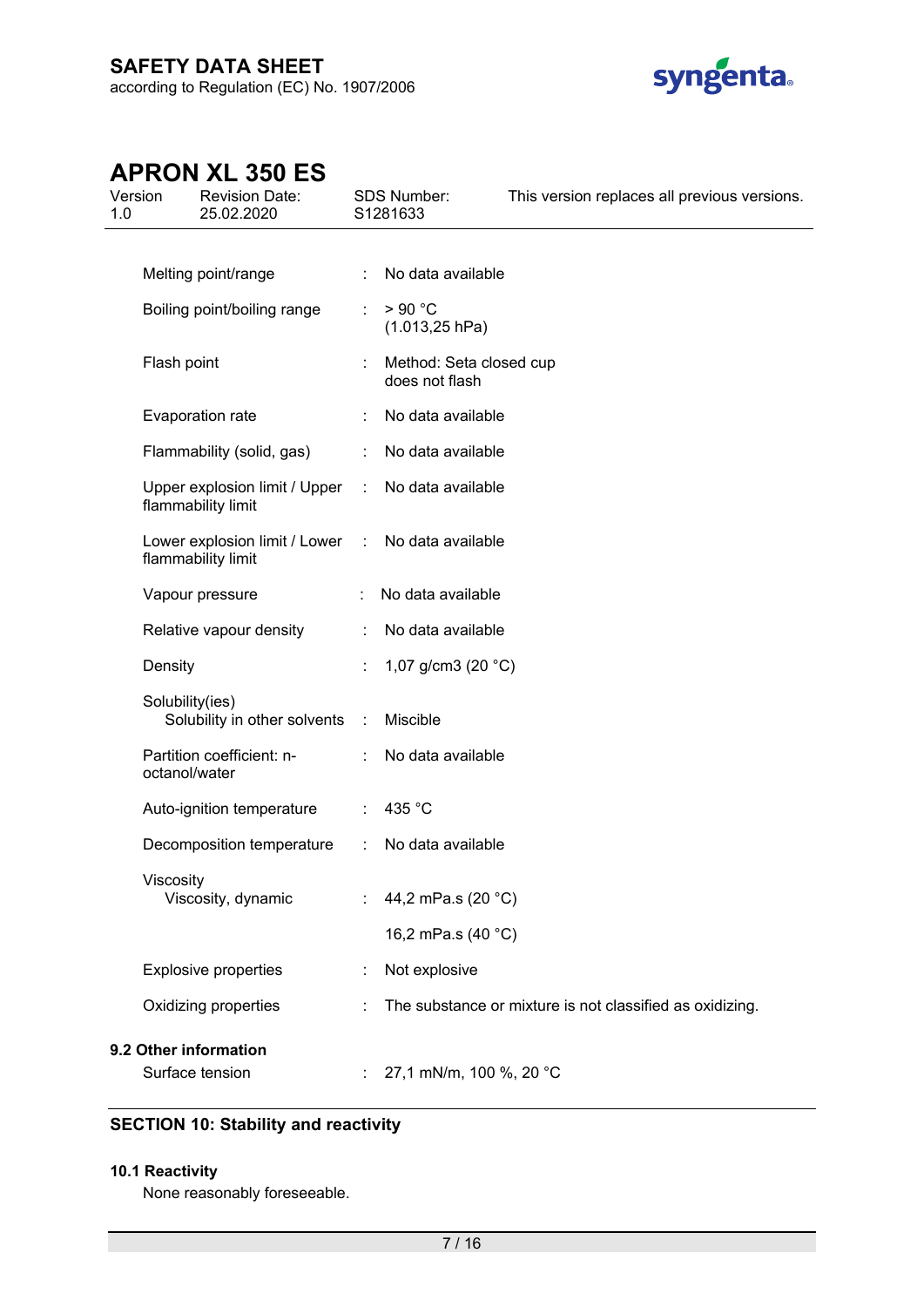| | | |
|---|---|---|
| Melting point/range | : | No data available |
| Boiling point/boiling range | : | > 90 °C (1.013,25 hPa) |
| Flash point | : | Method: Seta closed cup does not flash |
| Evaporation rate | : | No data available |
| Flammability (solid, gas) | : | No data available |
| Upper explosion limit / Upper flammability limit | : | No data available |
| Lower explosion limit / Lower flammability limit | : | No data available |
| Vapour pressure | : | No data available |
| Relative vapour density | : | No data available |
| Density | : | 1,07 g/cm3 (20 °C) |
| Solubility(ies) | | |
| Solubility in other solvents | : | Miscible |
| Partition coefficient: n-octanol/water | : | No data available |
| Auto-ignition temperature | : | 435 °C |
| Decomposition temperature | : | No data available |
| Viscosity | | |
| Viscosity, dynamic | : | 44,2 mPa.s (20 °C) |
| | | 16,2 mPa.s (40 °C) |
| Explosive properties | : | Not explosive |
| Oxidizing properties | : | The substance or mixture is not classified as oxidizing. |

**9.2 Other information**

| | | |
|---|---|---|
| Surface tension | : | 27,1 mN/m, 100 %, 20 °C |

## SECTION 10: Stability and reactivity

**10.1 Reactivity**

None reasonably foreseeable.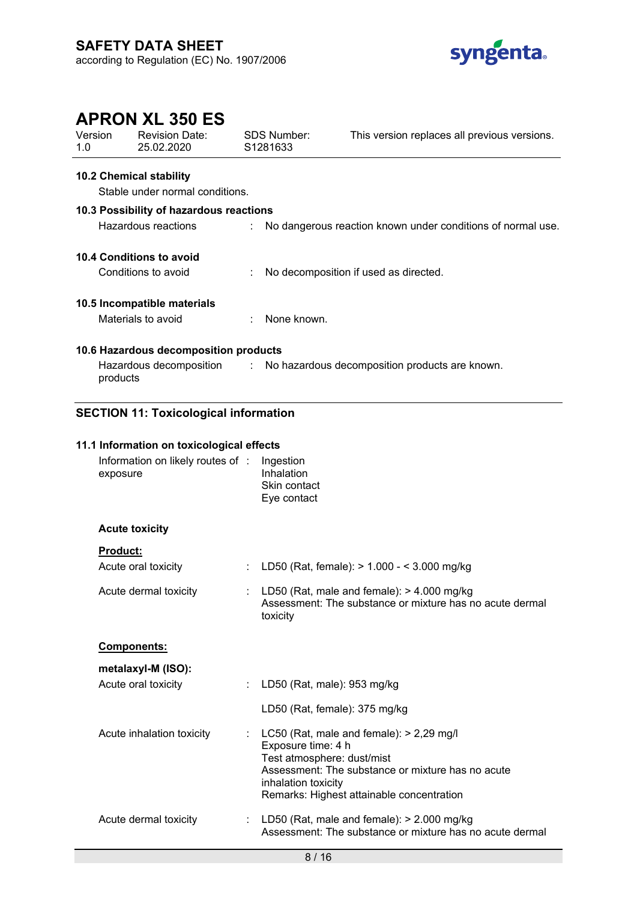### 10.2 Chemical stability

Stable under normal conditions.

### 10.3 Possibility of hazardous reactions

Hazardous reactions : No dangerous reaction known under conditions of normal use.

### 10.4 Conditions to avoid

Conditions to avoid : No decomposition if used as directed.

### 10.5 Incompatible materials

Materials to avoid : None known.

### 10.6 Hazardous decomposition products

Hazardous decomposition products : No hazardous decomposition products are known.

## SECTION 11: Toxicological information

### 11.1 Information on toxicological effects

Information on likely routes of exposure : Ingestion
Inhalation
Skin contact
Eye contact

**Acute toxicity**

**Product:**

Acute oral toxicity : LD50 (Rat, female): > 1.000 - < 3.000 mg/kg

Acute dermal toxicity : LD50 (Rat, male and female): > 4.000 mg/kg
Assessment: The substance or mixture has no acute dermal toxicity

**Components:**

**metalaxyl-M (ISO):**

Acute oral toxicity : LD50 (Rat, male): 953 mg/kg

LD50 (Rat, female): 375 mg/kg

Acute inhalation toxicity : LC50 (Rat, male and female): > 2,29 mg/l
Exposure time: 4 h
Test atmosphere: dust/mist
Assessment: The substance or mixture has no acute inhalation toxicity
Remarks: Highest attainable concentration

Acute dermal toxicity : LD50 (Rat, male and female): > 2.000 mg/kg
Assessment: The substance or mixture has no acute dermal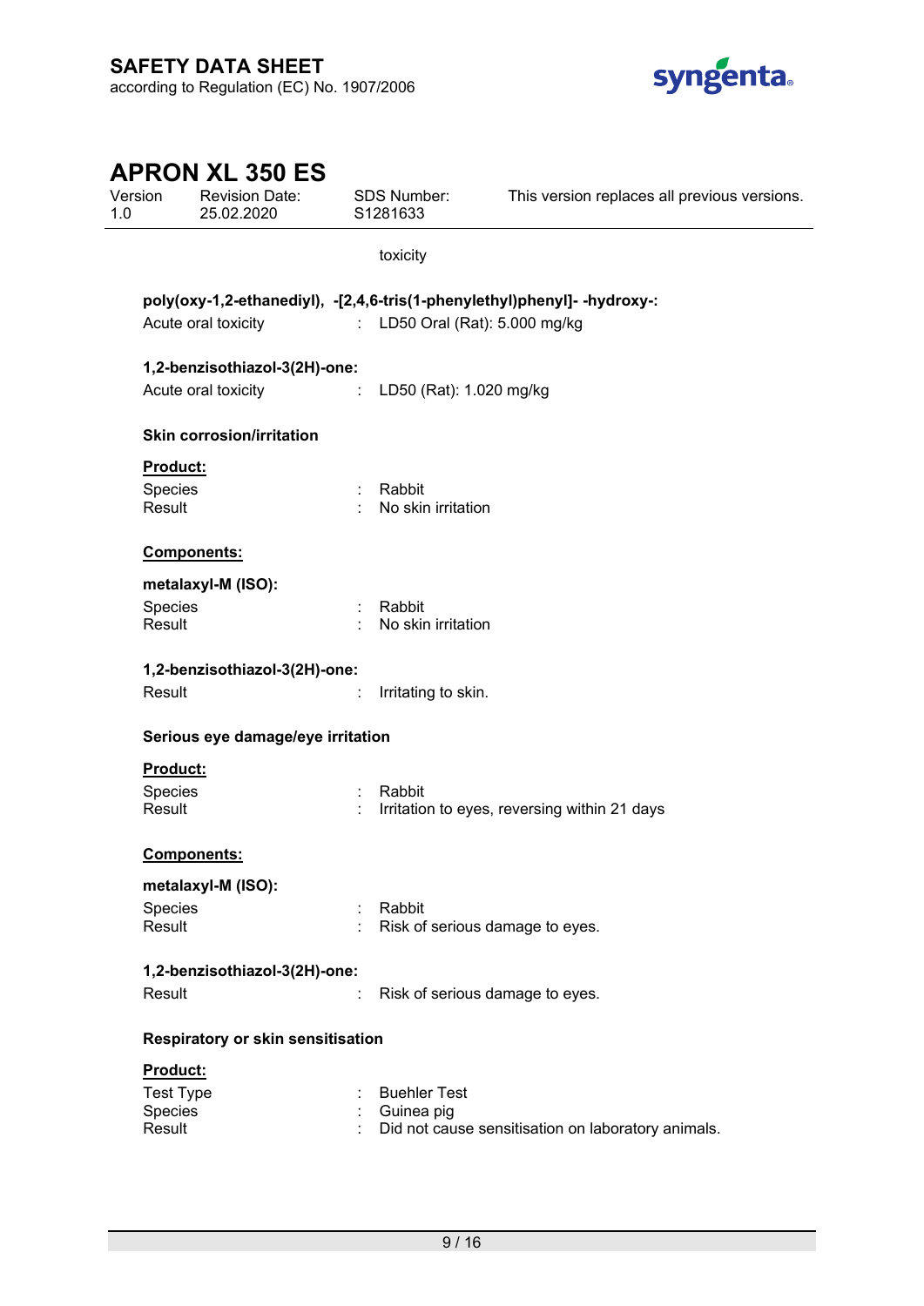toxicity

**poly(oxy-1,2-ethanediyl), -[2,4,6-tris(1-phenylethyl)phenyl]- -hydroxy-:**

Acute oral toxicity : LD50 Oral (Rat): 5.000 mg/kg

**1,2-benzisothiazol-3(2H)-one:**

Acute oral toxicity : LD50 (Rat): 1.020 mg/kg

**Skin corrosion/irritation**

**Product:**

Species : Rabbit
Result : No skin irritation

**Components:**

**metalaxyl-M (ISO):**

Species : Rabbit
Result : No skin irritation

**1,2-benzisothiazol-3(2H)-one:**

Result : Irritating to skin.

**Serious eye damage/eye irritation**

**Product:**

Species : Rabbit
Result : Irritation to eyes, reversing within 21 days

**Components:**

**metalaxyl-M (ISO):**

Species : Rabbit
Result : Risk of serious damage to eyes.

**1,2-benzisothiazol-3(2H)-one:**

Result : Risk of serious damage to eyes.

**Respiratory or skin sensitisation**

**Product:**

Test Type : Buehler Test
Species : Guinea pig
Result : Did not cause sensitisation on laboratory animals.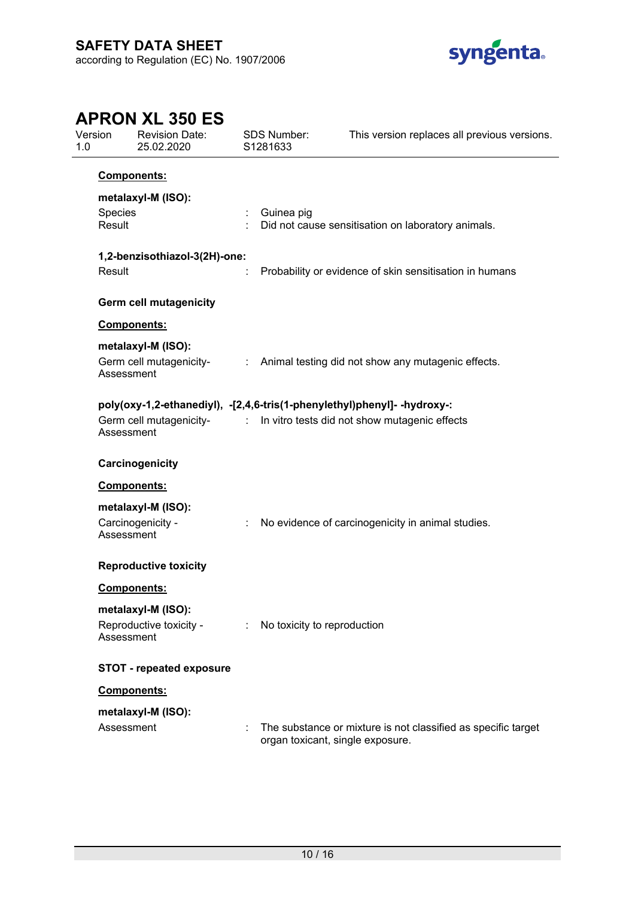**Components:**

**metalaxyl-M (ISO):**

Species : Guinea pig
Result : Did not cause sensitisation on laboratory animals.

**1,2-benzisothiazol-3(2H)-one:**

Result : Probability or evidence of skin sensitisation in humans

**Germ cell mutagenicity**

**Components:**

**metalaxyl-M (ISO):**

Germ cell mutagenicity-Assessment : Animal testing did not show any mutagenic effects.

**poly(oxy-1,2-ethanediyl), -[2,4,6-tris(1-phenylethyl)phenyl]- -hydroxy-:**

Germ cell mutagenicity-Assessment : In vitro tests did not show mutagenic effects

**Carcinogenicity**

**Components:**

**metalaxyl-M (ISO):**

Carcinogenicity - Assessment : No evidence of carcinogenicity in animal studies.

**Reproductive toxicity**

**Components:**

**metalaxyl-M (ISO):**

Reproductive toxicity - Assessment : No toxicity to reproduction

**STOT - repeated exposure**

**Components:**

**metalaxyl-M (ISO):**

Assessment : The substance or mixture is not classified as specific target organ toxicant, single exposure.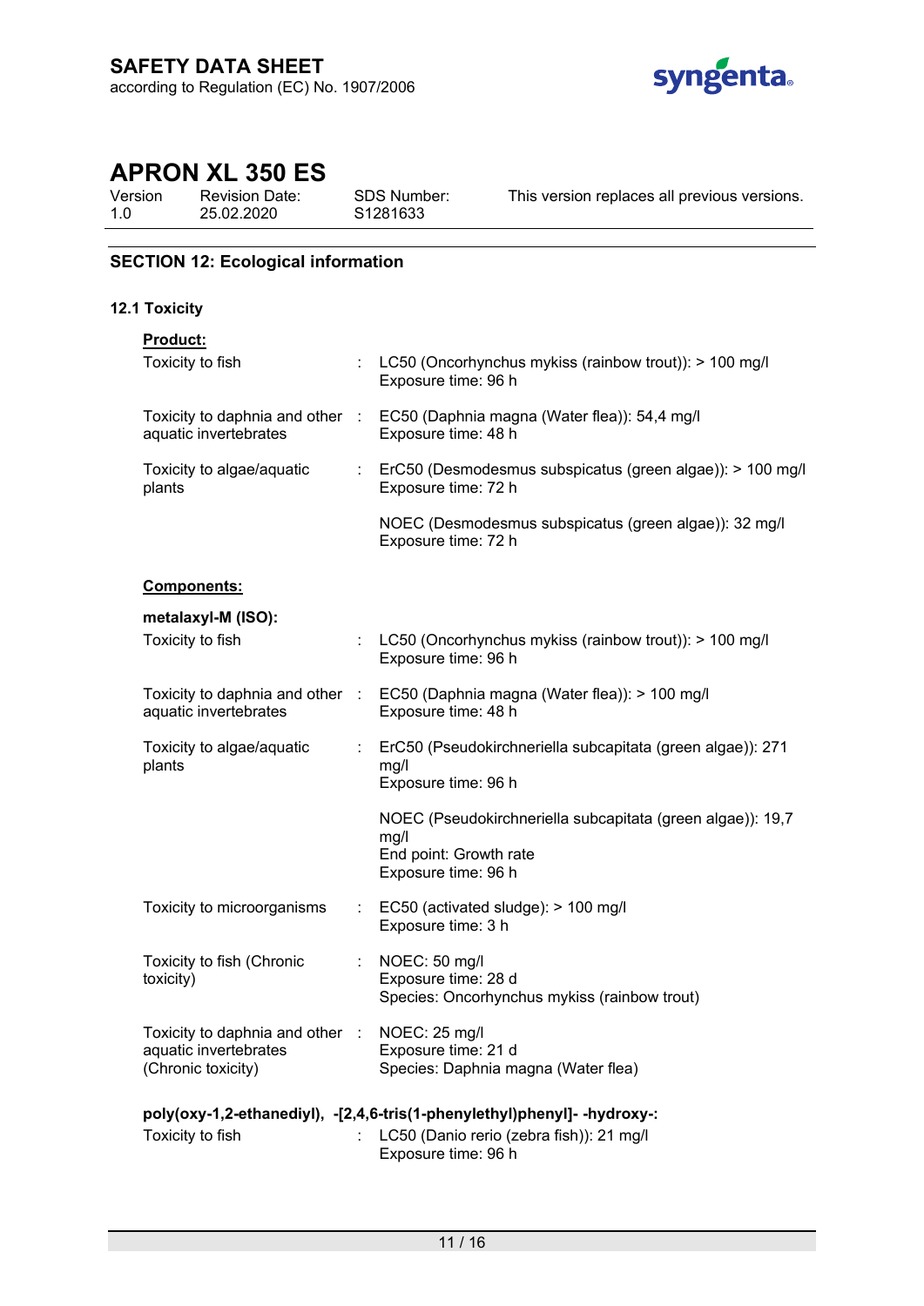## SECTION 12: Ecological information

### 12.1 Toxicity

**Product:**

| | | |
|---|---|---|
| Toxicity to fish | : | LC50 (Oncorhynchus mykiss (rainbow trout)): > 100 mg/l<br>Exposure time: 96 h |
| Toxicity to daphnia and other aquatic invertebrates | : | EC50 (Daphnia magna (Water flea)): 54,4 mg/l<br>Exposure time: 48 h |
| Toxicity to algae/aquatic plants | : | ErC50 (Desmodesmus subspicatus (green algae)): > 100 mg/l<br>Exposure time: 72 h |
| | | NOEC (Desmodesmus subspicatus (green algae)): 32 mg/l<br>Exposure time: 72 h |

**Components:**

**metalaxyl-M (ISO):**

| | | |
|---|---|---|
| Toxicity to fish | : | LC50 (Oncorhynchus mykiss (rainbow trout)): > 100 mg/l<br>Exposure time: 96 h |
| Toxicity to daphnia and other aquatic invertebrates | : | EC50 (Daphnia magna (Water flea)): > 100 mg/l<br>Exposure time: 48 h |
| Toxicity to algae/aquatic plants | : | ErC50 (Pseudokirchneriella subcapitata (green algae)): 271 mg/l<br>Exposure time: 96 h |
| | | NOEC (Pseudokirchneriella subcapitata (green algae)): 19,7 mg/l<br>End point: Growth rate<br>Exposure time: 96 h |
| Toxicity to microorganisms | : | EC50 (activated sludge): > 100 mg/l<br>Exposure time: 3 h |
| Toxicity to fish (Chronic toxicity) | : | NOEC: 50 mg/l<br>Exposure time: 28 d<br>Species: Oncorhynchus mykiss (rainbow trout) |
| Toxicity to daphnia and other aquatic invertebrates (Chronic toxicity) | : | NOEC: 25 mg/l<br>Exposure time: 21 d<br>Species: Daphnia magna (Water flea) |

**poly(oxy-1,2-ethanediyl), -[2,4,6-tris(1-phenylethyl)phenyl]- -hydroxy-:**

| | | |
|---|---|---|
| Toxicity to fish | : | LC50 (Danio rerio (zebra fish)): 21 mg/l<br>Exposure time: 96 h |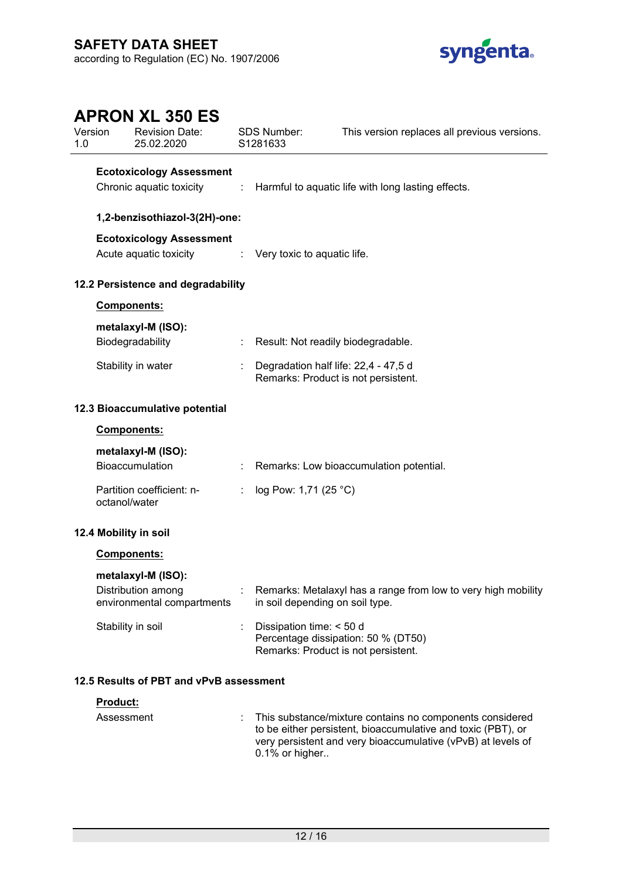**Ecotoxicology Assessment**

Chronic aquatic toxicity : Harmful to aquatic life with long lasting effects.

**1,2-benzisothiazol-3(2H)-one:**

**Ecotoxicology Assessment**

Acute aquatic toxicity : Very toxic to aquatic life.

## 12.2 Persistence and degradability

**Components:**

**metalaxyl-M (ISO):**

Biodegradability : Result: Not readily biodegradable.

Stability in water : Degradation half life: 22,4 - 47,5 d
Remarks: Product is not persistent.

## 12.3 Bioaccumulative potential

**Components:**

**metalaxyl-M (ISO):**

Bioaccumulation : Remarks: Low bioaccumulation potential.

Partition coefficient: n-octanol/water : log Pow: 1,71 (25 °C)

## 12.4 Mobility in soil

**Components:**

**metalaxyl-M (ISO):**

Distribution among environmental compartments : Remarks: Metalaxyl has a range from low to very high mobility in soil depending on soil type.

Stability in soil : Dissipation time: < 50 d
Percentage dissipation: 50 % (DT50)
Remarks: Product is not persistent.

## 12.5 Results of PBT and vPvB assessment

**Product:**

Assessment : This substance/mixture contains no components considered to be either persistent, bioaccumulative and toxic (PBT), or very persistent and very bioaccumulative (vPvB) at levels of 0.1% or higher..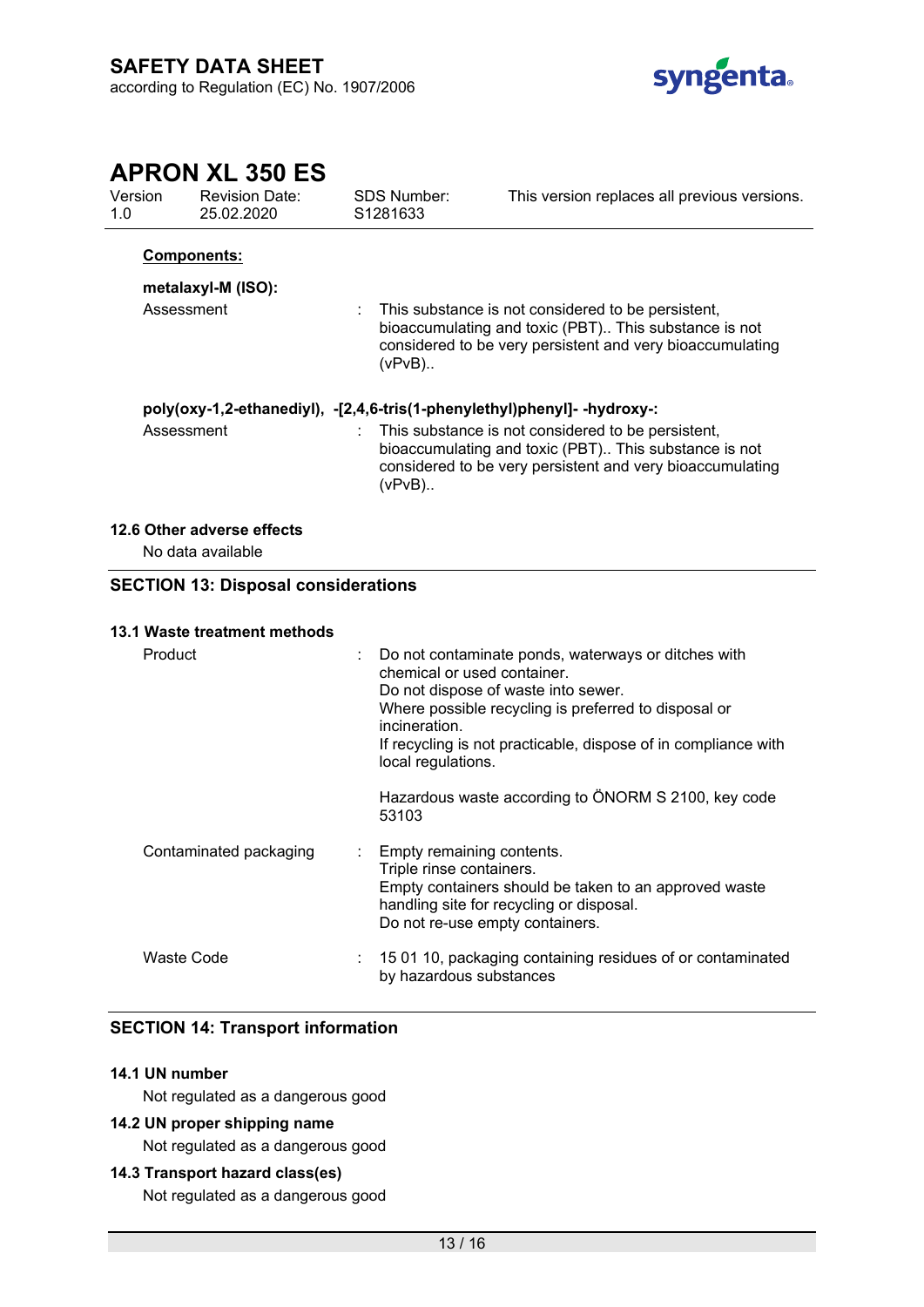**Components:**

**metalaxyl-M (ISO):**

Assessment : This substance is not considered to be persistent, bioaccumulating and toxic (PBT).. This substance is not considered to be very persistent and very bioaccumulating (vPvB)..

**poly(oxy-1,2-ethanediyl), -[2,4,6-tris(1-phenylethyl)phenyl]- -hydroxy-:**

Assessment : This substance is not considered to be persistent, bioaccumulating and toxic (PBT).. This substance is not considered to be very persistent and very bioaccumulating (vPvB)..

### 12.6 Other adverse effects

No data available

## SECTION 13: Disposal considerations

### 13.1 Waste treatment methods

Product : Do not contaminate ponds, waterways or ditches with chemical or used container.
Do not dispose of waste into sewer.
Where possible recycling is preferred to disposal or incineration.
If recycling is not practicable, dispose of in compliance with local regulations.

Hazardous waste according to ÖNORM S 2100, key code 53103

Contaminated packaging : Empty remaining contents.
Triple rinse containers.
Empty containers should be taken to an approved waste handling site for recycling or disposal.
Do not re-use empty containers.

Waste Code : 15 01 10, packaging containing residues of or contaminated by hazardous substances

## SECTION 14: Transport information

### 14.1 UN number

Not regulated as a dangerous good

### 14.2 UN proper shipping name

Not regulated as a dangerous good

### 14.3 Transport hazard class(es)

Not regulated as a dangerous good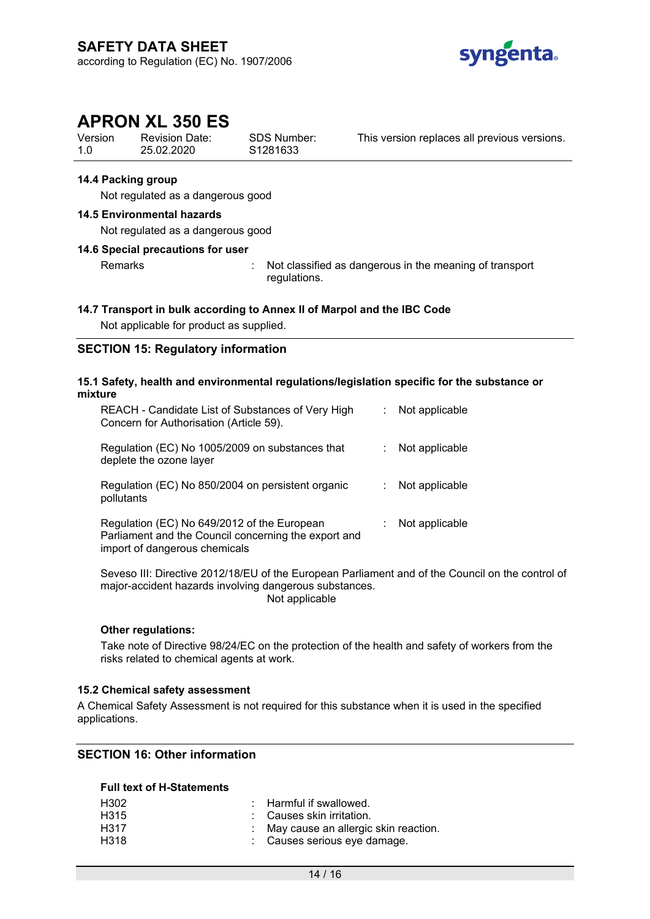#### 14.4 Packing group

Not regulated as a dangerous good

#### 14.5 Environmental hazards

Not regulated as a dangerous good

#### 14.6 Special precautions for user

| | |
|---|---|
| Remarks | : Not classified as dangerous in the meaning of transport regulations. |

#### 14.7 Transport in bulk according to Annex II of Marpol and the IBC Code

Not applicable for product as supplied.

## SECTION 15: Regulatory information

#### 15.1 Safety, health and environmental regulations/legislation specific for the substance or mixture

| | |
|---|---|
| REACH - Candidate List of Substances of Very High Concern for Authorisation (Article 59). | : Not applicable |
| Regulation (EC) No 1005/2009 on substances that deplete the ozone layer | : Not applicable |
| Regulation (EC) No 850/2004 on persistent organic pollutants | : Not applicable |
| Regulation (EC) No 649/2012 of the European Parliament and the Council concerning the export and import of dangerous chemicals | : Not applicable |

Seveso III: Directive 2012/18/EU of the European Parliament and of the Council on the control of major-accident hazards involving dangerous substances.
Not applicable

**Other regulations:**

Take note of Directive 98/24/EC on the protection of the health and safety of workers from the risks related to chemical agents at work.

#### 15.2 Chemical safety assessment

A Chemical Safety Assessment is not required for this substance when it is used in the specified applications.

## SECTION 16: Other information

**Full text of H-Statements**

| | |
|---|---|
| H302 | : Harmful if swallowed. |
| H315 | : Causes skin irritation. |
| H317 | : May cause an allergic skin reaction. |
| H318 | : Causes serious eye damage. |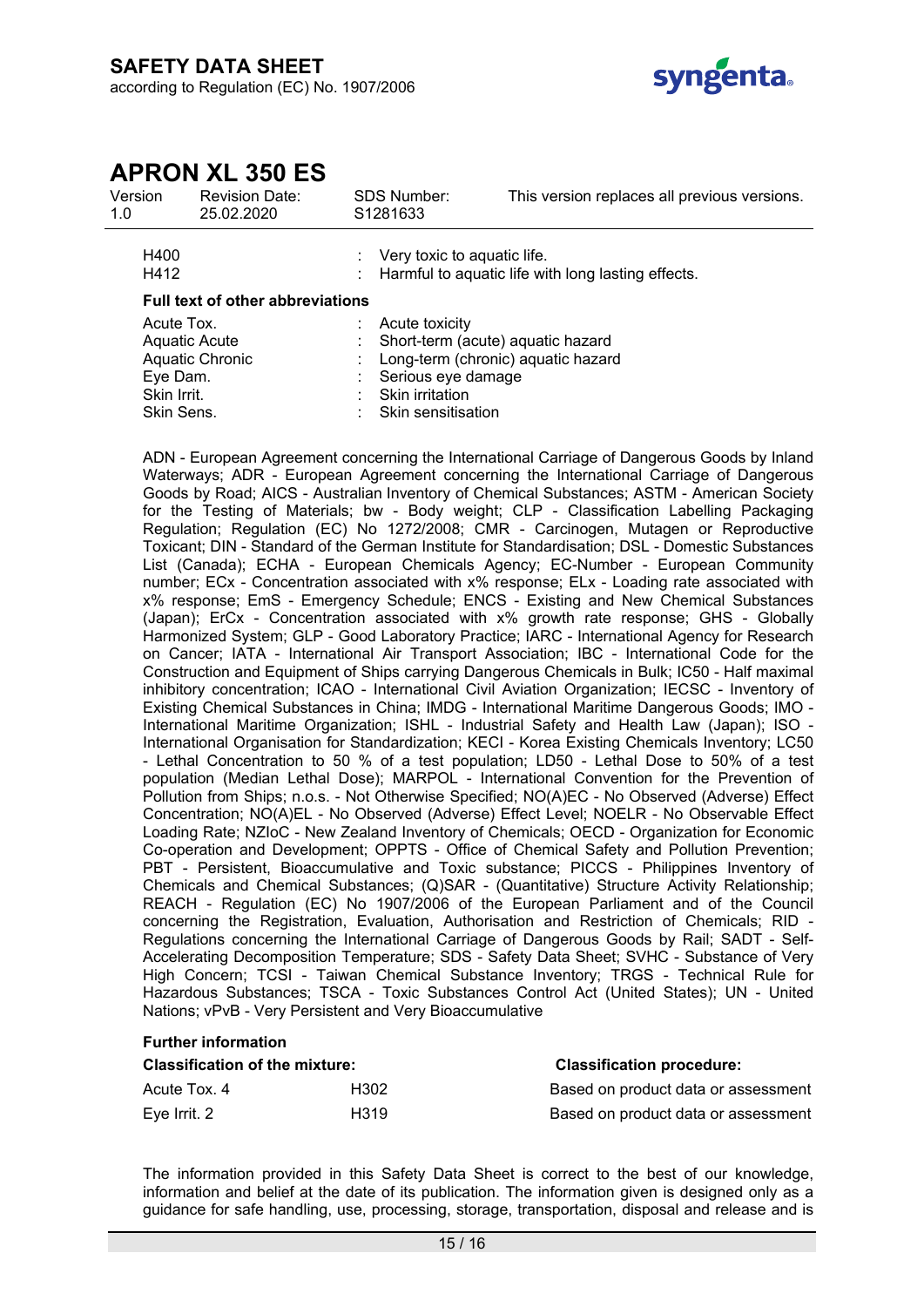| | | |
|---|---|---|
| H400 | : | Very toxic to aquatic life. |
| H412 | : | Harmful to aquatic life with long lasting effects. |

**Full text of other abbreviations**

| | | |
|---|---|---|
| Acute Tox. | : | Acute toxicity |
| Aquatic Acute | : | Short-term (acute) aquatic hazard |
| Aquatic Chronic | : | Long-term (chronic) aquatic hazard |
| Eye Dam. | : | Serious eye damage |
| Skin Irrit. | : | Skin irritation |
| Skin Sens. | : | Skin sensitisation |

ADN - European Agreement concerning the International Carriage of Dangerous Goods by Inland Waterways; ADR - European Agreement concerning the International Carriage of Dangerous Goods by Road; AICS - Australian Inventory of Chemical Substances; ASTM - American Society for the Testing of Materials; bw - Body weight; CLP - Classification Labelling Packaging Regulation; Regulation (EC) No 1272/2008; CMR - Carcinogen, Mutagen or Reproductive Toxicant; DIN - Standard of the German Institute for Standardisation; DSL - Domestic Substances List (Canada); ECHA - European Chemicals Agency; EC-Number - European Community number; ECx - Concentration associated with x% response; ELx - Loading rate associated with x% response; EmS - Emergency Schedule; ENCS - Existing and New Chemical Substances (Japan); ErCx - Concentration associated with x% growth rate response; GHS - Globally Harmonized System; GLP - Good Laboratory Practice; IARC - International Agency for Research on Cancer; IATA - International Air Transport Association; IBC - International Code for the Construction and Equipment of Ships carrying Dangerous Chemicals in Bulk; IC50 - Half maximal inhibitory concentration; ICAO - International Civil Aviation Organization; IECSC - Inventory of Existing Chemical Substances in China; IMDG - International Maritime Dangerous Goods; IMO - International Maritime Organization; ISHL - Industrial Safety and Health Law (Japan); ISO - International Organisation for Standardization; KECI - Korea Existing Chemicals Inventory; LC50 - Lethal Concentration to 50 % of a test population; LD50 - Lethal Dose to 50% of a test population (Median Lethal Dose); MARPOL - International Convention for the Prevention of Pollution from Ships; n.o.s. - Not Otherwise Specified; NO(A)EC - No Observed (Adverse) Effect Concentration; NO(A)EL - No Observed (Adverse) Effect Level; NOELR - No Observable Effect Loading Rate; NZIoC - New Zealand Inventory of Chemicals; OECD - Organization for Economic Co-operation and Development; OPPTS - Office of Chemical Safety and Pollution Prevention; PBT - Persistent, Bioaccumulative and Toxic substance; PICCS - Philippines Inventory of Chemicals and Chemical Substances; (Q)SAR - (Quantitative) Structure Activity Relationship; REACH - Regulation (EC) No 1907/2006 of the European Parliament and of the Council concerning the Registration, Evaluation, Authorisation and Restriction of Chemicals; RID - Regulations concerning the International Carriage of Dangerous Goods by Rail; SADT - Self-Accelerating Decomposition Temperature; SDS - Safety Data Sheet; SVHC - Substance of Very High Concern; TCSI - Taiwan Chemical Substance Inventory; TRGS - Technical Rule for Hazardous Substances; TSCA - Toxic Substances Control Act (United States); UN - United Nations; vPvB - Very Persistent and Very Bioaccumulative

**Further information**

| Classification of the mixture: | | Classification procedure: |
|---|---|---|
| Acute Tox. 4 | H302 | Based on product data or assessment |
| Eye Irrit. 2 | H319 | Based on product data or assessment |

The information provided in this Safety Data Sheet is correct to the best of our knowledge, information and belief at the date of its publication. The information given is designed only as a guidance for safe handling, use, processing, storage, transportation, disposal and release and is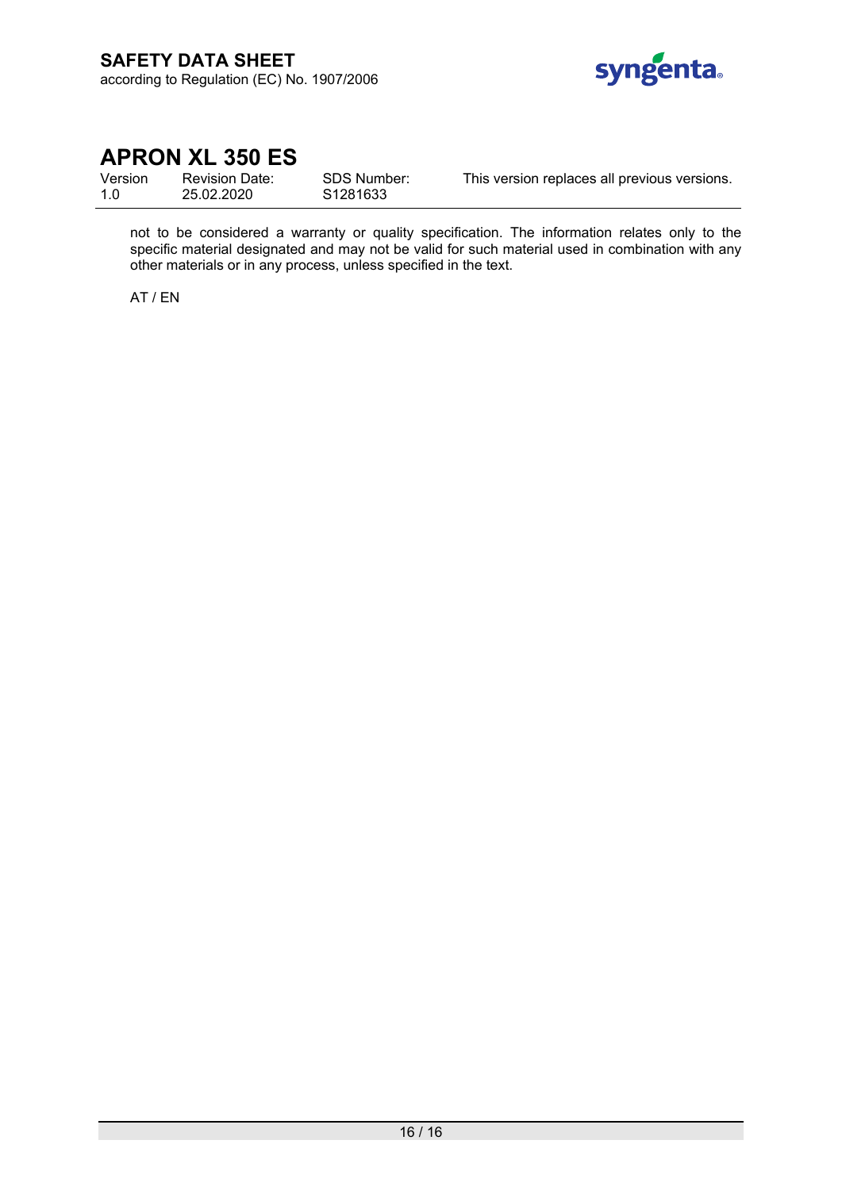not to be considered a warranty or quality specification. The information relates only to the specific material designated and may not be valid for such material used in combination with any other materials or in any process, unless specified in the text.

AT / EN